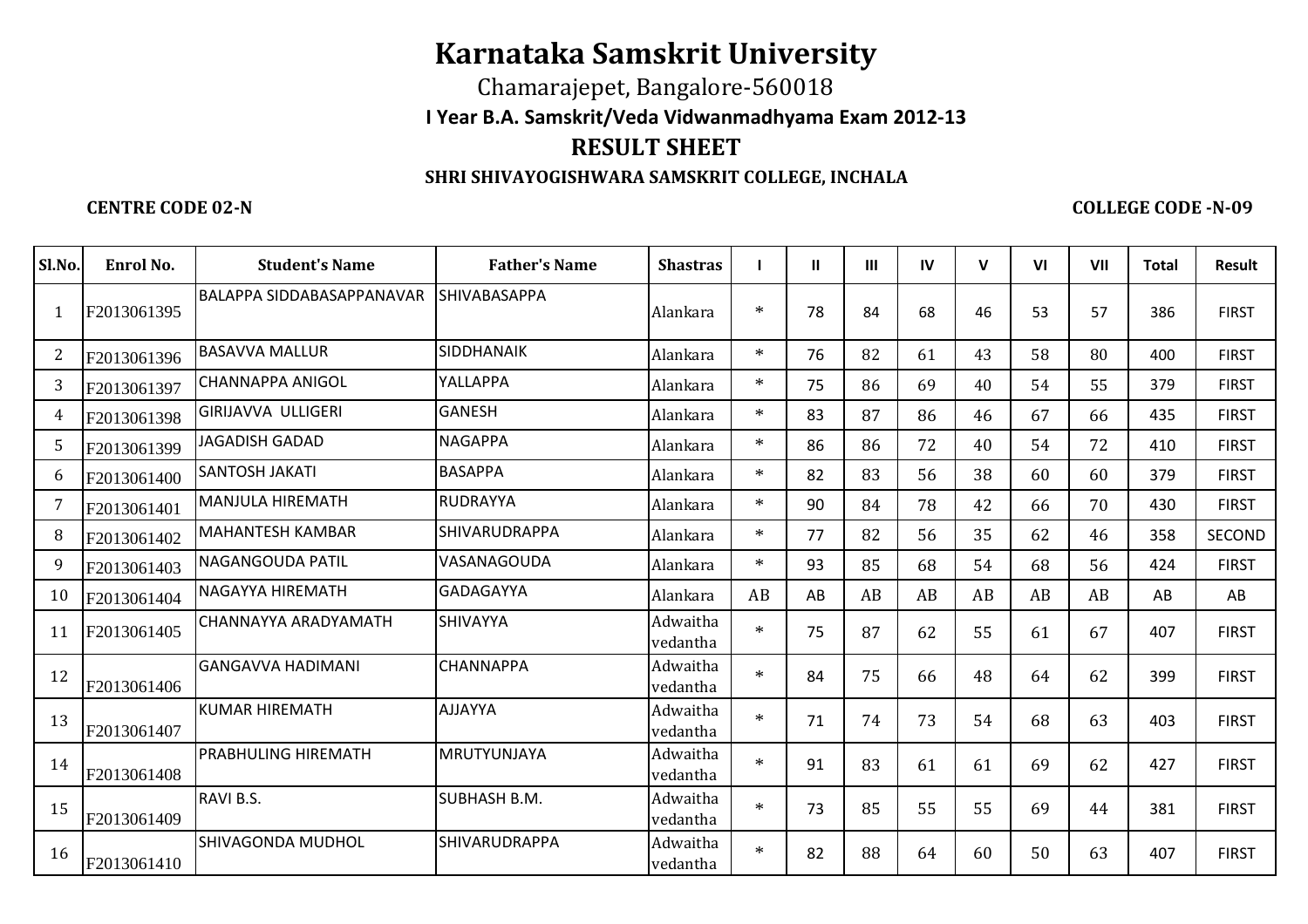# Karnataka Samskrit University

Chamarajepet, Bangalore-560018

**I Year B.A. Samskrit/Veda Vidwanmadhyama Exam 2012-13**

## RESULT SHEET

**SHRI SHIVAYOGISHWARA SAMSKRIT COLLEGE, INCHALA**

**CENTRE CODE 02-N** **COLLEGE CODE -N-09**

| Sl.No. | Enrol No. | Student's Name | Father's Name | Shastras | I | II | III | IV | V | VI | VII | Total | Result |
|---|---|---|---|---|---|---|---|---|---|---|---|---|---|
| 1 | F2013061395 | BALAPPA SIDDABASAPPANAVAR | SHIVABASAPPA | Alankara | * | 78 | 84 | 68 | 46 | 53 | 57 | 386 | FIRST |
| 2 | F2013061396 | BASAVVA MALLUR | SIDDHANAIK | Alankara | * | 76 | 82 | 61 | 43 | 58 | 80 | 400 | FIRST |
| 3 | F2013061397 | CHANNAPPA ANIGOL | YALLAPPA | Alankara | * | 75 | 86 | 69 | 40 | 54 | 55 | 379 | FIRST |
| 4 | F2013061398 | GIRIJAVVA ULLIGERI | GANESH | Alankara | * | 83 | 87 | 86 | 46 | 67 | 66 | 435 | FIRST |
| 5 | F2013061399 | JAGADISH GADAD | NAGAPPA | Alankara | * | 86 | 86 | 72 | 40 | 54 | 72 | 410 | FIRST |
| 6 | F2013061400 | SANTOSH JAKATI | BASAPPA | Alankara | * | 82 | 83 | 56 | 38 | 60 | 60 | 379 | FIRST |
| 7 | F2013061401 | MANJULA HIREMATH | RUDRAYYA | Alankara | * | 90 | 84 | 78 | 42 | 66 | 70 | 430 | FIRST |
| 8 | F2013061402 | MAHANTESH KAMBAR | SHIVARUDRAPPA | Alankara | * | 77 | 82 | 56 | 35 | 62 | 46 | 358 | SECOND |
| 9 | F2013061403 | NAGANGOUDA PATIL | VASANAGOUDA | Alankara | * | 93 | 85 | 68 | 54 | 68 | 56 | 424 | FIRST |
| 10 | F2013061404 | NAGAYYA HIREMATH | GADAGAYYA | Alankara | AB | AB | AB | AB | AB | AB | AB | AB | AB |
| 11 | F2013061405 | CHANNAYYA ARADYAMATH | SHIVAYYA | Adwaitha vedantha | * | 75 | 87 | 62 | 55 | 61 | 67 | 407 | FIRST |
| 12 | F2013061406 | GANGAVVA HADIMANI | CHANNAPPA | Adwaitha vedantha | * | 84 | 75 | 66 | 48 | 64 | 62 | 399 | FIRST |
| 13 | F2013061407 | KUMAR HIREMATH | AJJAYYA | Adwaitha vedantha | * | 71 | 74 | 73 | 54 | 68 | 63 | 403 | FIRST |
| 14 | F2013061408 | PRABHULING HIREMATH | MRUTYUNJAYA | Adwaitha vedantha | * | 91 | 83 | 61 | 61 | 69 | 62 | 427 | FIRST |
| 15 | F2013061409 | RAVI B.S. | SUBHASH B.M. | Adwaitha vedantha | * | 73 | 85 | 55 | 55 | 69 | 44 | 381 | FIRST |
| 16 | F2013061410 | SHIVAGONDA MUDHOL | SHIVARUDRAPPA | Adwaitha vedantha | * | 82 | 88 | 64 | 60 | 50 | 63 | 407 | FIRST |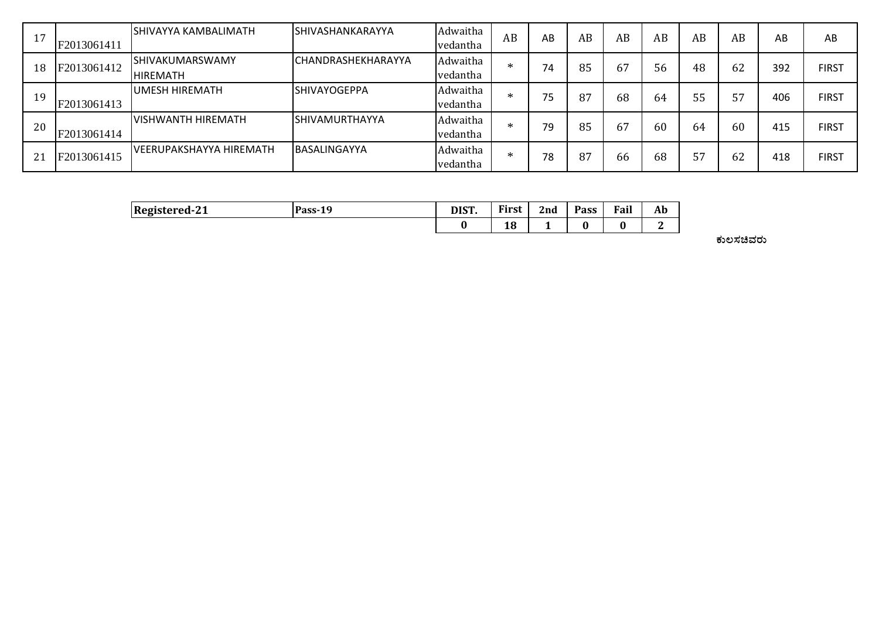| | | | | | | | | | | | | | |
|---|---|---|---|---|---|---|---|---|---|---|---|---|---|
| 17 | F2013061411 | SHIVAYYA KAMBALIMATH | SHIVASHANKARAYYA | Adwaitha vedantha | AB | AB | AB | AB | AB | AB | AB | AB | AB |
| 18 | F2013061412 | SHIVAKUMARSWAMY HIREMATH | CHANDRASHEKHARAYYA | Adwaitha vedantha | * | 74 | 85 | 67 | 56 | 48 | 62 | 392 | FIRST |
| 19 | F2013061413 | UMESH HIREMATH | SHIVAYOGEPPA | Adwaitha vedantha | * | 75 | 87 | 68 | 64 | 55 | 57 | 406 | FIRST |
| 20 | F2013061414 | VISHWANTH HIREMATH | SHIVAMURTHAYYA | Adwaitha vedantha | * | 79 | 85 | 67 | 60 | 64 | 60 | 415 | FIRST |
| 21 | F2013061415 | VEERUPAKSHAYYA HIREMATH | BASALINGAYYA | Adwaitha vedantha | * | 78 | 87 | 66 | 68 | 57 | 62 | 418 | FIRST |

| Registered-21 | Pass-19 | DIST. | First | 2nd | Pass | Fail | Ab |
|---|---|---|---|---|---|---|---|
| | | 0 | 18 | 1 | 0 | 0 | 2 |

ಕುಲಸಚಿವರು